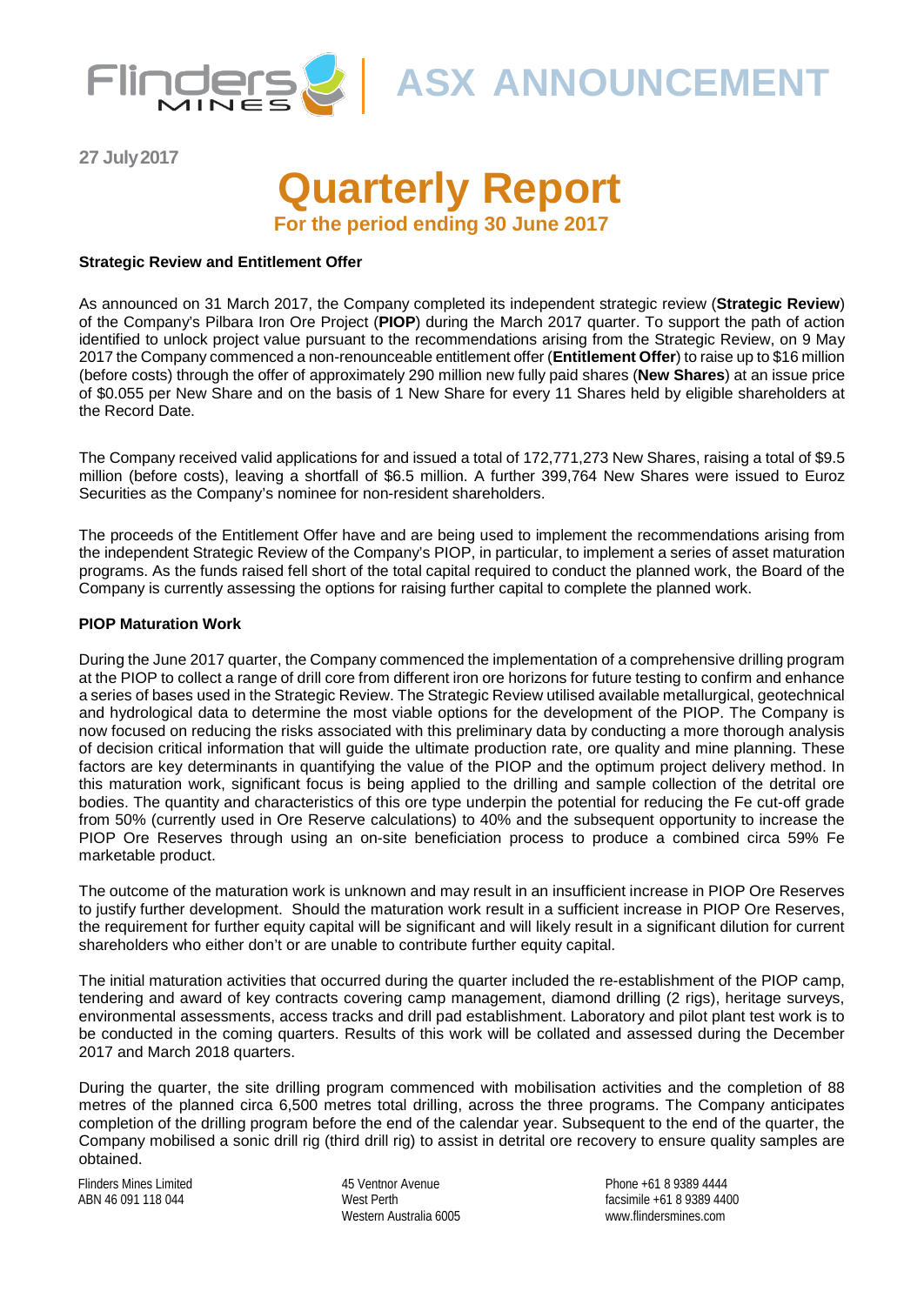ASX ANNOUNCEMENT

27 July 2017

# Quarterly Report

**For the period ending 30 June 2017**

### Strategic Review and Entitlement Offer

As announced on 31 March 2017, the Company completed its independent strategic review (**Strategic Review**) of the Company's Pilbara Iron Ore Project (**PIOP**) during the March 2017 quarter. To support the path of action identified to unlock project value pursuant to the recommendations arising from the Strategic Review, on 9 May 2017 the Company commenced a non-renounceable entitlement offer (**Entitlement Offer**) to raise up to $16 million (before costs) through the offer of approximately 290 million new fully paid shares (**New Shares**) at an issue price of $0.055 per New Share and on the basis of 1 New Share for every 11 Shares held by eligible shareholders at the Record Date.

The Company received valid applications for and issued a total of 172,771,273 New Shares, raising a total of $9.5 million (before costs), leaving a shortfall of $6.5 million. A further 399,764 New Shares were issued to Euroz Securities as the Company's nominee for non-resident shareholders.

The proceeds of the Entitlement Offer have and are being used to implement the recommendations arising from the independent Strategic Review of the Company's PIOP, in particular, to implement a series of asset maturation programs. As the funds raised fell short of the total capital required to conduct the planned work, the Board of the Company is currently assessing the options for raising further capital to complete the planned work.

### PIOP Maturation Work

During the June 2017 quarter, the Company commenced the implementation of a comprehensive drilling program at the PIOP to collect a range of drill core from different iron ore horizons for future testing to confirm and enhance a series of bases used in the Strategic Review. The Strategic Review utilised available metallurgical, geotechnical and hydrological data to determine the most viable options for the development of the PIOP. The Company is now focused on reducing the risks associated with this preliminary data by conducting a more thorough analysis of decision critical information that will guide the ultimate production rate, ore quality and mine planning. These factors are key determinants in quantifying the value of the PIOP and the optimum project delivery method. In this maturation work, significant focus is being applied to the drilling and sample collection of the detrital ore bodies. The quantity and characteristics of this ore type underpin the potential for reducing the Fe cut-off grade from 50% (currently used in Ore Reserve calculations) to 40% and the subsequent opportunity to increase the PIOP Ore Reserves through using an on-site beneficiation process to produce a combined circa 59% Fe marketable product.

The outcome of the maturation work is unknown and may result in an insufficient increase in PIOP Ore Reserves to justify further development. Should the maturation work result in a sufficient increase in PIOP Ore Reserves, the requirement for further equity capital will be significant and will likely result in a significant dilution for current shareholders who either don't or are unable to contribute further equity capital.

The initial maturation activities that occurred during the quarter included the re-establishment of the PIOP camp, tendering and award of key contracts covering camp management, diamond drilling (2 rigs), heritage surveys, environmental assessments, access tracks and drill pad establishment. Laboratory and pilot plant test work is to be conducted in the coming quarters. Results of this work will be collated and assessed during the December 2017 and March 2018 quarters.

During the quarter, the site drilling program commenced with mobilisation activities and the completion of 88 metres of the planned circa 6,500 metres total drilling, across the three programs. The Company anticipates completion of the drilling program before the end of the calendar year. Subsequent to the end of the quarter, the Company mobilised a sonic drill rig (third drill rig) to assist in detrital ore recovery to ensure quality samples are obtained.

Flinders Mines Limited
ABN 46 091 118 044

45 Ventnor Avenue
West Perth
Western Australia 6005

Phone +61 8 9389 4444
facsimile +61 8 9389 4400
www.flindersmines.com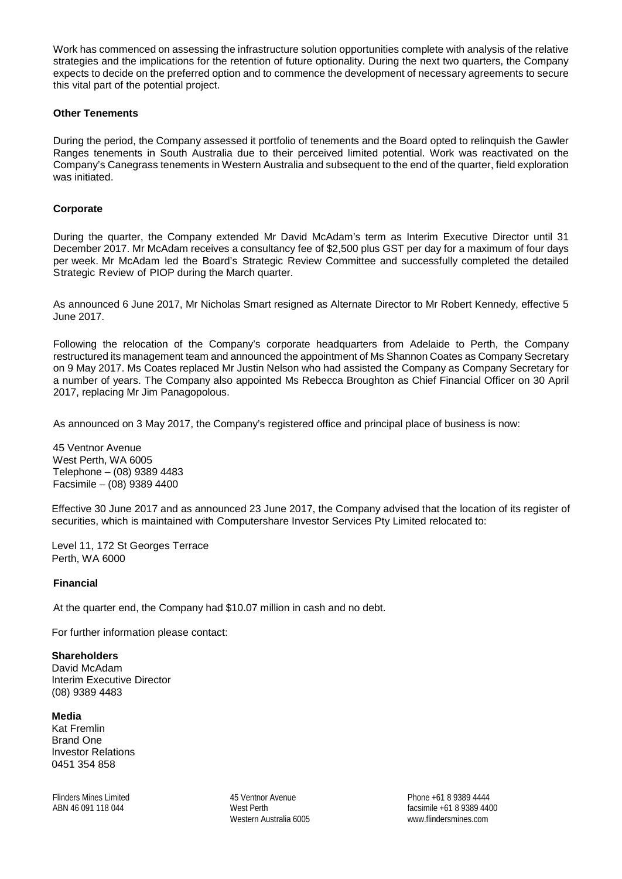Work has commenced on assessing the infrastructure solution opportunities complete with analysis of the relative strategies and the implications for the retention of future optionality. During the next two quarters, the Company expects to decide on the preferred option and to commence the development of necessary agreements to secure this vital part of the potential project.

**Other Tenements**

During the period, the Company assessed it portfolio of tenements and the Board opted to relinquish the Gawler Ranges tenements in South Australia due to their perceived limited potential. Work was reactivated on the Company's Canegrass tenements in Western Australia and subsequent to the end of the quarter, field exploration was initiated.

**Corporate**

During the quarter, the Company extended Mr David McAdam's term as Interim Executive Director until 31 December 2017. Mr McAdam receives a consultancy fee of $2,500 plus GST per day for a maximum of four days per week. Mr McAdam led the Board's Strategic Review Committee and successfully completed the detailed Strategic Review of PIOP during the March quarter.

As announced 6 June 2017, Mr Nicholas Smart resigned as Alternate Director to Mr Robert Kennedy, effective 5 June 2017.

Following the relocation of the Company's corporate headquarters from Adelaide to Perth, the Company restructured its management team and announced the appointment of Ms Shannon Coates as Company Secretary on 9 May 2017. Ms Coates replaced Mr Justin Nelson who had assisted the Company as Company Secretary for a number of years. The Company also appointed Ms Rebecca Broughton as Chief Financial Officer on 30 April 2017, replacing Mr Jim Panagopolous.

As announced on 3 May 2017, the Company's registered office and principal place of business is now:

45 Ventnor Avenue
West Perth, WA 6005
Telephone – (08) 9389 4483
Facsimile – (08) 9389 4400

Effective 30 June 2017 and as announced 23 June 2017, the Company advised that the location of its register of securities, which is maintained with Computershare Investor Services Pty Limited relocated to:

Level 11, 172 St Georges Terrace
Perth, WA 6000

**Financial**

At the quarter end, the Company had $10.07 million in cash and no debt.

For further information please contact:

**Shareholders**
David McAdam
Interim Executive Director
(08) 9389 4483

**Media**
Kat Fremlin
Brand One
Investor Relations
0451 354 858

Flinders Mines Limited
ABN 46 091 118 044

45 Ventnor Avenue
West Perth
Western Australia 6005

Phone +61 8 9389 4444
facsimile +61 8 9389 4400
www.flindersmines.com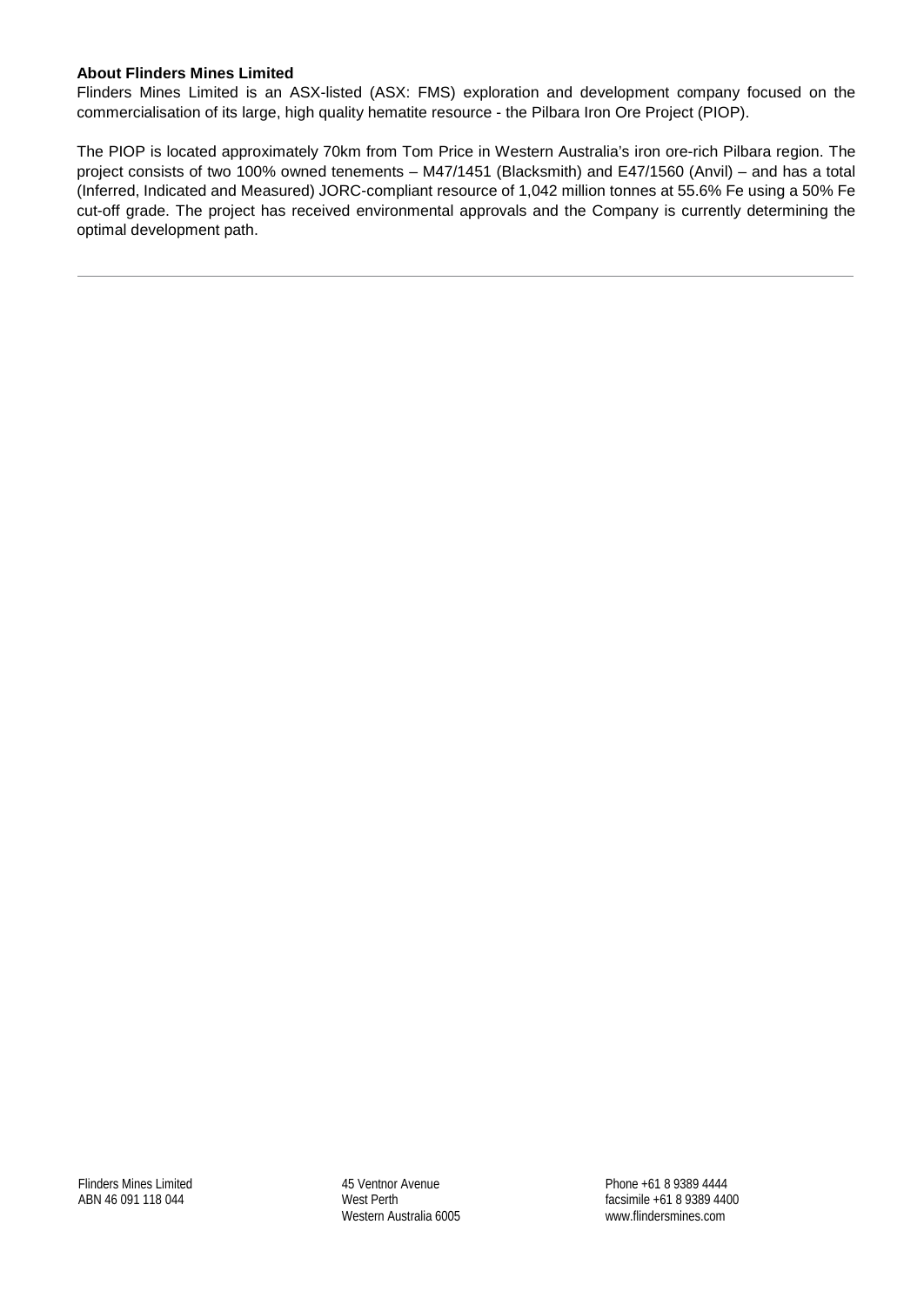**About Flinders Mines Limited**

Flinders Mines Limited is an ASX-listed (ASX: FMS) exploration and development company focused on the commercialisation of its large, high quality hematite resource - the Pilbara Iron Ore Project (PIOP).

The PIOP is located approximately 70km from Tom Price in Western Australia's iron ore-rich Pilbara region. The project consists of two 100% owned tenements – M47/1451 (Blacksmith) and E47/1560 (Anvil) – and has a total (Inferred, Indicated and Measured) JORC-compliant resource of 1,042 million tonnes at 55.6% Fe using a 50% Fe cut-off grade. The project has received environmental approvals and the Company is currently determining the optimal development path.

---

Flinders Mines Limited
ABN 46 091 118 044

45 Ventnor Avenue
West Perth
Western Australia 6005

Phone +61 8 9389 4444
facsimile +61 8 9389 4400
www.flindersmines.com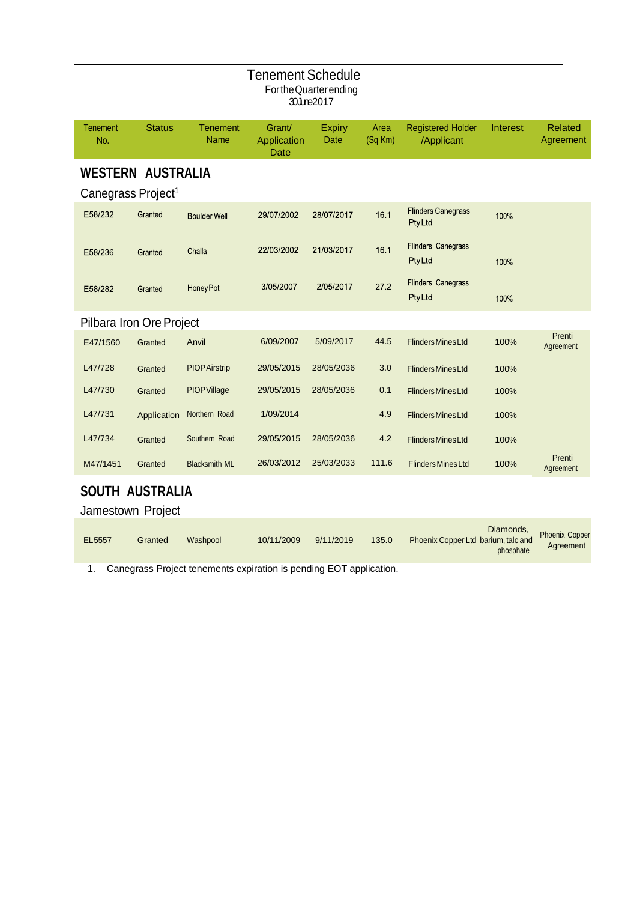# Tenement Schedule

For the Quarter ending 30 June 2017

| Tenement No. | Status | Tenement Name | Grant/ Application Date | Expiry Date | Area (Sq Km) | Registered Holder /Applicant | Interest | Related Agreement |
|---|---|---|---|---|---|---|---|---|
| **WESTERN AUSTRALIA** | | | | | | | | |
| Canegrass Project[1] | | | | | | | | |
| E58/232 | Granted | Boulder Well | 29/07/2002 | 28/07/2017 | 16.1 | Flinders Canegrass Pty Ltd | 100% | |
| E58/236 | Granted | Challa | 22/03/2002 | 21/03/2017 | 16.1 | Flinders Canegrass Pty Ltd | 100% | |
| E58/282 | Granted | Honey Pot | 3/05/2007 | 2/05/2017 | 27.2 | Flinders Canegrass Pty Ltd | 100% | |
| Pilbara Iron Ore Project | | | | | | | | |
| E47/1560 | Granted | Anvil | 6/09/2007 | 5/09/2017 | 44.5 | Flinders Mines Ltd | 100% | Prenti Agreement |
| L47/728 | Granted | PIOP Airstrip | 29/05/2015 | 28/05/2036 | 3.0 | Flinders Mines Ltd | 100% | |
| L47/730 | Granted | PIOP Village | 29/05/2015 | 28/05/2036 | 0.1 | Flinders Mines Ltd | 100% | |
| L47/731 | Application | Northern Road | 1/09/2014 | | 4.9 | Flinders Mines Ltd | 100% | |
| L47/734 | Granted | Southern Road | 29/05/2015 | 28/05/2036 | 4.2 | Flinders Mines Ltd | 100% | |
| M47/1451 | Granted | Blacksmith ML | 26/03/2012 | 25/03/2033 | 111.6 | Flinders Mines Ltd | 100% | Prenti Agreement |
| **SOUTH AUSTRALIA** | | | | | | | | |
| Jamestown Project | | | | | | | | |
| EL5557 | Granted | Washpool | 10/11/2009 | 9/11/2019 | 135.0 | Phoenix Copper Ltd | Diamonds, barium, talc and phosphate | Phoenix Copper Agreement |

1. Canegrass Project tenements expiration is pending EOT application.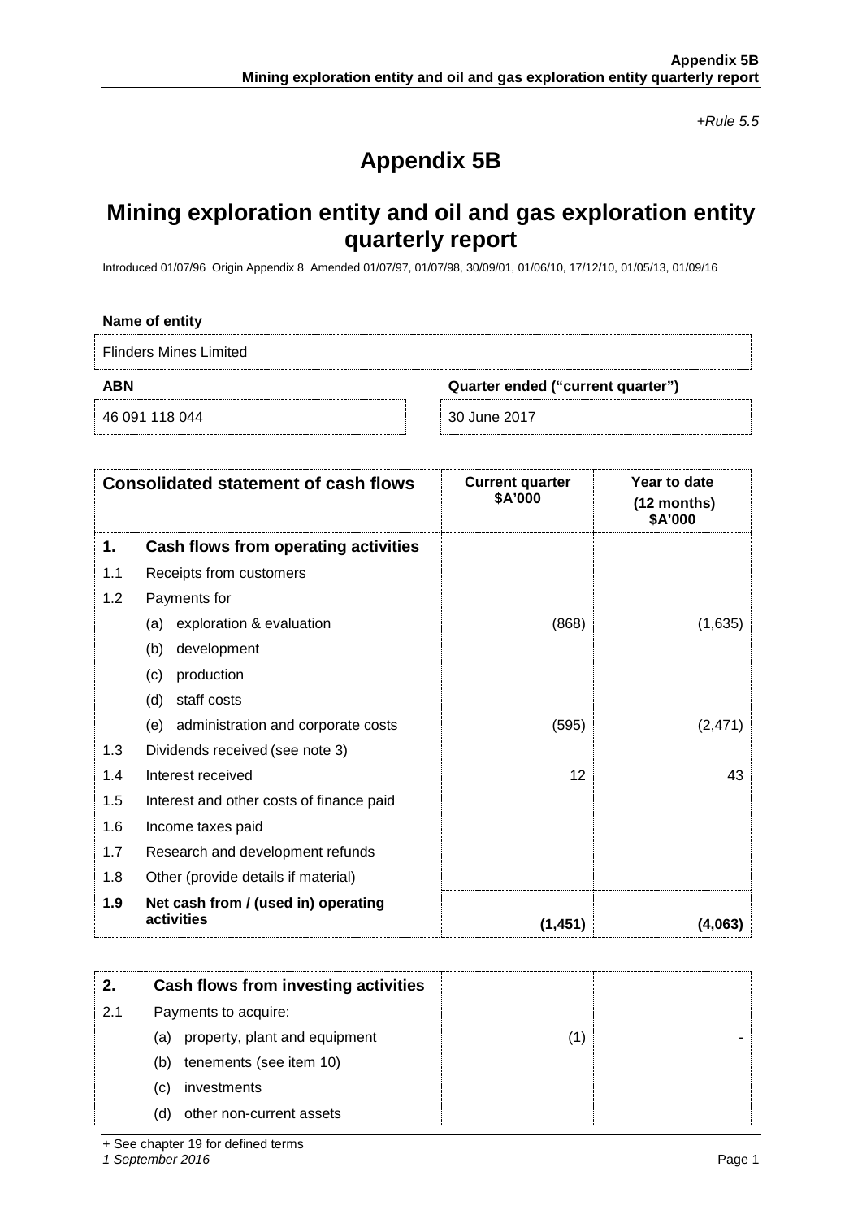*+Rule 5.5*

# Appendix 5B

## Mining exploration entity and oil and gas exploration entity quarterly report

Introduced 01/07/96 Origin Appendix 8 Amended 01/07/97, 01/07/98, 30/09/01, 01/06/10, 17/12/10, 01/05/13, 01/09/16

**Name of entity**

Flinders Mines Limited

| ABN | Quarter ended ("current quarter") |
|---|---|
| 46 091 118 044 | 30 June 2017 |

| | Consolidated statement of cash flows | Current quarter $A'000 | Year to date (12 months) $A'000 |
|---|---|---|---|
| **1.** | **Cash flows from operating activities** | | |
| 1.1 | Receipts from customers | | |
| 1.2 | Payments for | | |
| | (a) exploration & evaluation | (868) | (1,635) |
| | (b) development | | |
| | (c) production | | |
| | (d) staff costs | | |
| | (e) administration and corporate costs | (595) | (2,471) |
| 1.3 | Dividends received (see note 3) | | |
| 1.4 | Interest received | 12 | 43 |
| 1.5 | Interest and other costs of finance paid | | |
| 1.6 | Income taxes paid | | |
| 1.7 | Research and development refunds | | |
| 1.8 | Other (provide details if material) | | |
| **1.9** | **Net cash from / (used in) operating activities** | **(1,451)** | **(4,063)** |

| | | | |
|---|---|---|---|
| **2.** | **Cash flows from investing activities** | | |
| 2.1 | Payments to acquire: | | |
| | (a) property, plant and equipment | (1) | - |
| | (b) tenements (see item 10) | | |
| | (c) investments | | |
| | (d) other non-current assets | | |

+ See chapter 19 for defined terms

*1 September 2016*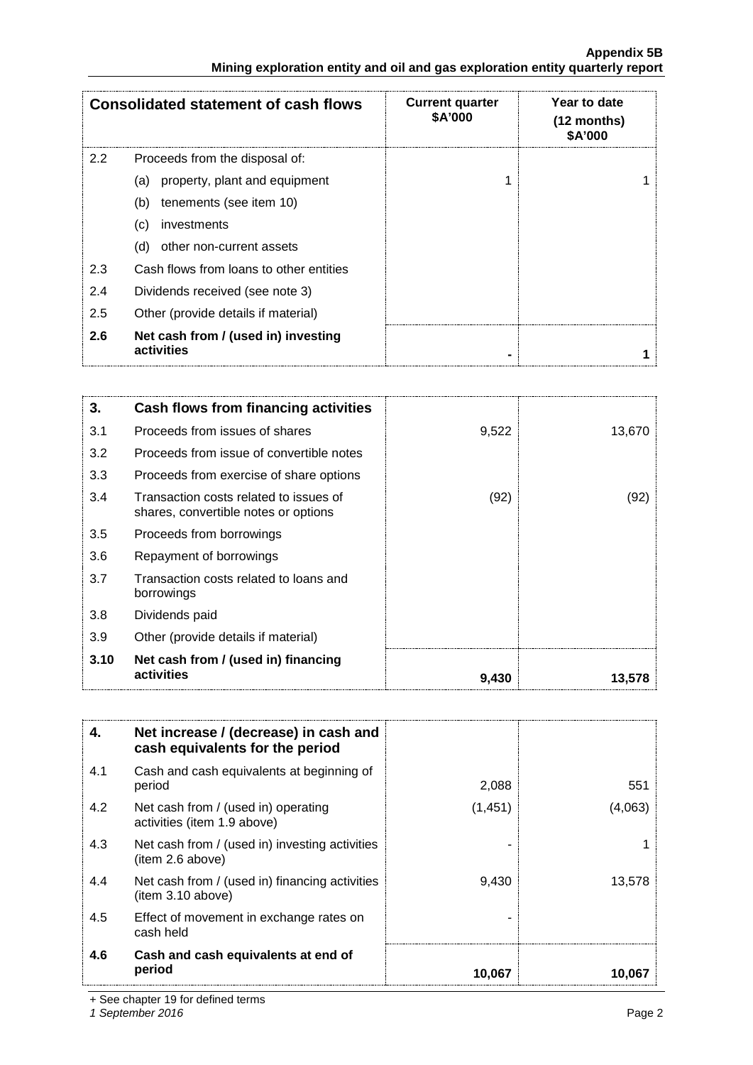| Consolidated statement of cash flows | | Current quarter $A'000 | Year to date (12 months) $A'000 |
|---|---|---|---|
| 2.2 | Proceeds from the disposal of: | | |
| | (a) property, plant and equipment | 1 | 1 |
| | (b) tenements (see item 10) | | |
| | (c) investments | | |
| | (d) other non-current assets | | |
| 2.3 | Cash flows from loans to other entities | | |
| 2.4 | Dividends received (see note 3) | | |
| 2.5 | Other (provide details if material) | | |
| **2.6** | **Net cash from / (used in) investing activities** | **-** | **1** |

| **3.** | **Cash flows from financing activities** | | |
|---|---|---|---|
| 3.1 | Proceeds from issues of shares | 9,522 | 13,670 |
| 3.2 | Proceeds from issue of convertible notes | | |
| 3.3 | Proceeds from exercise of share options | | |
| 3.4 | Transaction costs related to issues of shares, convertible notes or options | (92) | (92) |
| 3.5 | Proceeds from borrowings | | |
| 3.6 | Repayment of borrowings | | |
| 3.7 | Transaction costs related to loans and borrowings | | |
| 3.8 | Dividends paid | | |
| 3.9 | Other (provide details if material) | | |
| **3.10** | **Net cash from / (used in) financing activities** | **9,430** | **13,578** |

| **4.** | **Net increase / (decrease) in cash and cash equivalents for the period** | | |
|---|---|---|---|
| 4.1 | Cash and cash equivalents at beginning of period | 2,088 | 551 |
| 4.2 | Net cash from / (used in) operating activities (item 1.9 above) | (1,451) | (4,063) |
| 4.3 | Net cash from / (used in) investing activities (item 2.6 above) | - | 1 |
| 4.4 | Net cash from / (used in) financing activities (item 3.10 above) | 9,430 | 13,578 |
| 4.5 | Effect of movement in exchange rates on cash held | - | |
| **4.6** | **Cash and cash equivalents at end of period** | **10,067** | **10,067** |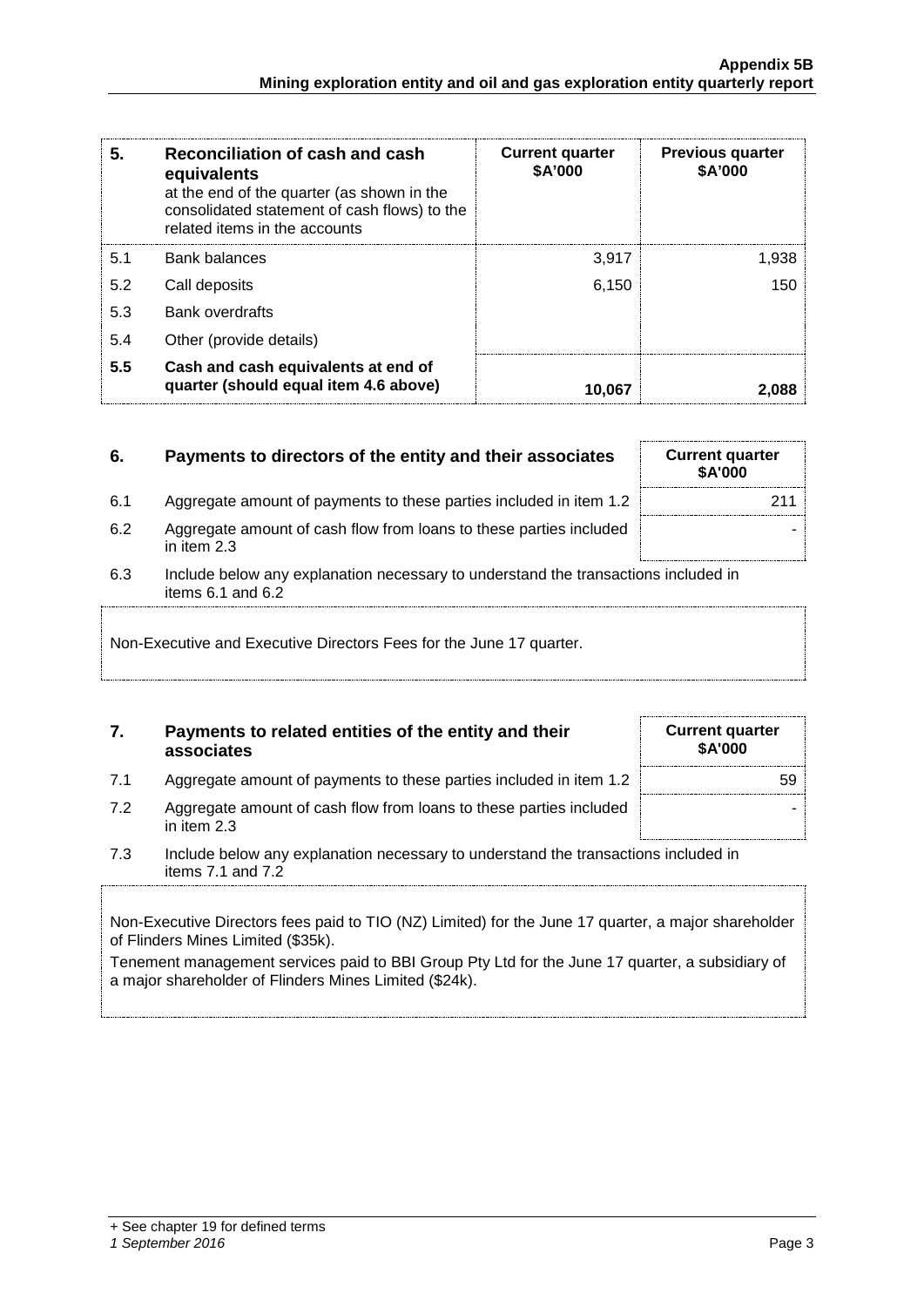| 5. | Reconciliation of cash and cash equivalents at the end of the quarter (as shown in the consolidated statement of cash flows) to the related items in the accounts | Current quarter \$A'000 | Previous quarter \$A'000 |
|---|---|---|---|
| 5.1 | Bank balances | 3,917 | 1,938 |
| 5.2 | Call deposits | 6,150 | 150 |
| 5.3 | Bank overdrafts | | |
| 5.4 | Other (provide details) | | |
| **5.5** | **Cash and cash equivalents at end of quarter (should equal item 4.6 above)** | **10,067** | **2,088** |

| 6. | Payments to directors of the entity and their associates | Current quarter \$A'000 |
|---|---|---|
| 6.1 | Aggregate amount of payments to these parties included in item 1.2 | 211 |
| 6.2 | Aggregate amount of cash flow from loans to these parties included in item 2.3 | - |

6.3 Include below any explanation necessary to understand the transactions included in items 6.1 and 6.2

Non-Executive and Executive Directors Fees for the June 17 quarter.

| 7. | Payments to related entities of the entity and their associates | Current quarter \$A'000 |
|---|---|---|
| 7.1 | Aggregate amount of payments to these parties included in item 1.2 | 59 |
| 7.2 | Aggregate amount of cash flow from loans to these parties included in item 2.3 | - |

7.3 Include below any explanation necessary to understand the transactions included in items 7.1 and 7.2

Non-Executive Directors fees paid to TIO (NZ) Limited) for the June 17 quarter, a major shareholder of Flinders Mines Limited (\$35k).

Tenement management services paid to BBI Group Pty Ltd for the June 17 quarter, a subsidiary of a major shareholder of Flinders Mines Limited (\$24k).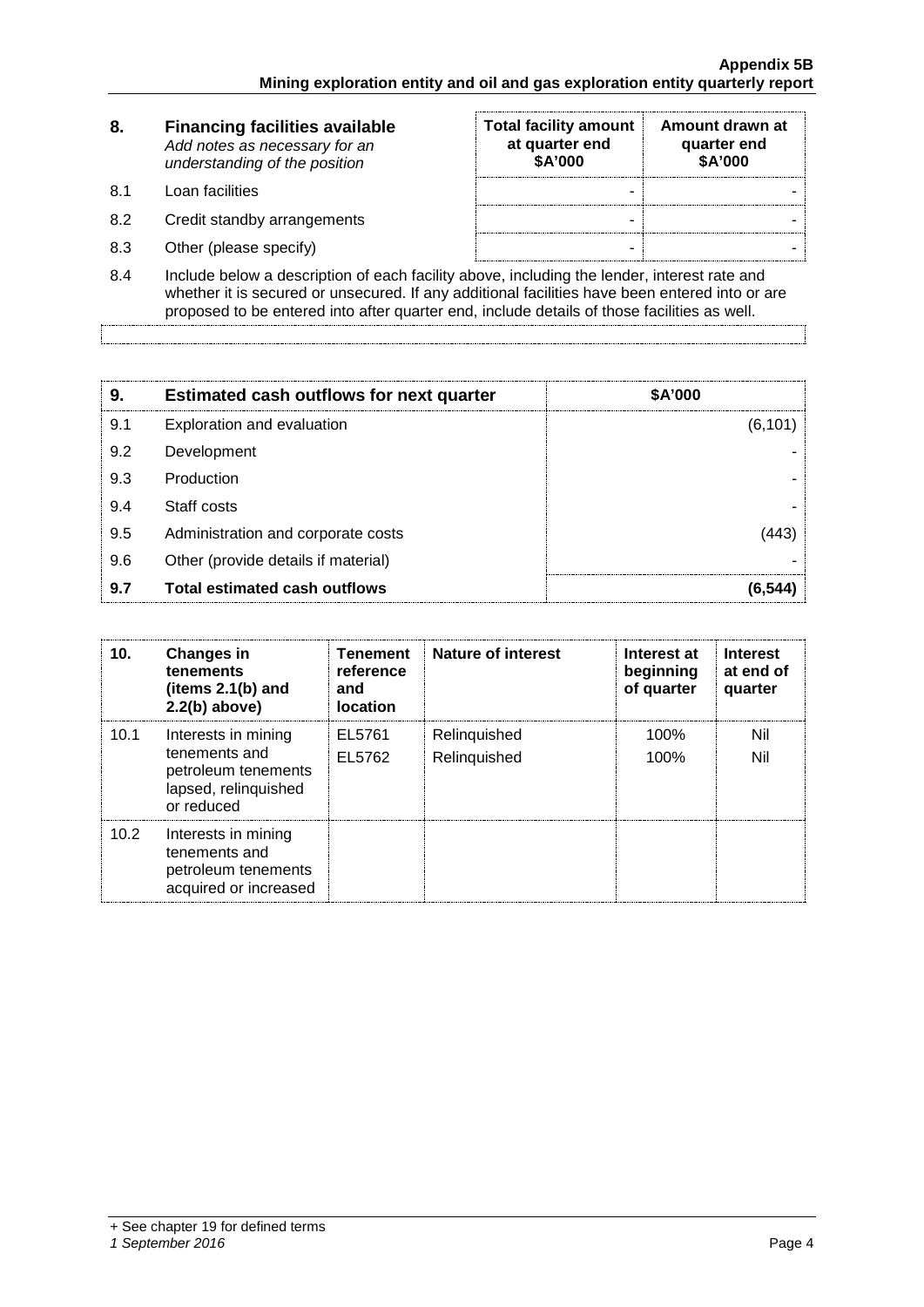| 8. | Financing facilities available<br>*Add notes as necessary for an understanding of the position* | Total facility amount at quarter end<br>$A'000 | Amount drawn at quarter end<br>$A'000 |
|---|---|---|---|
| 8.1 | Loan facilities | - | - |
| 8.2 | Credit standby arrangements | - | - |
| 8.3 | Other (please specify) | - | - |

8.4 Include below a description of each facility above, including the lender, interest rate and whether it is secured or unsecured. If any additional facilities have been entered into or are proposed to be entered into after quarter end, include details of those facilities as well.

| 9. | Estimated cash outflows for next quarter | $A'000 |
|---|---|---|
| 9.1 | Exploration and evaluation | (6,101) |
| 9.2 | Development | - |
| 9.3 | Production | - |
| 9.4 | Staff costs | - |
| 9.5 | Administration and corporate costs | (443) |
| 9.6 | Other (provide details if material) | - |
| **9.7** | **Total estimated cash outflows** | **(6,544)** |

| 10. | Changes in tenements (items 2.1(b) and 2.2(b) above) | Tenement reference and location | Nature of interest | Interest at beginning of quarter | Interest at end of quarter |
|---|---|---|---|---|---|
| 10.1 | Interests in mining tenements and petroleum tenements lapsed, relinquished or reduced | EL5761<br>EL5762 | Relinquished<br>Relinquished | 100%<br>100% | Nil<br>Nil |
| 10.2 | Interests in mining tenements and petroleum tenements acquired or increased | | | | |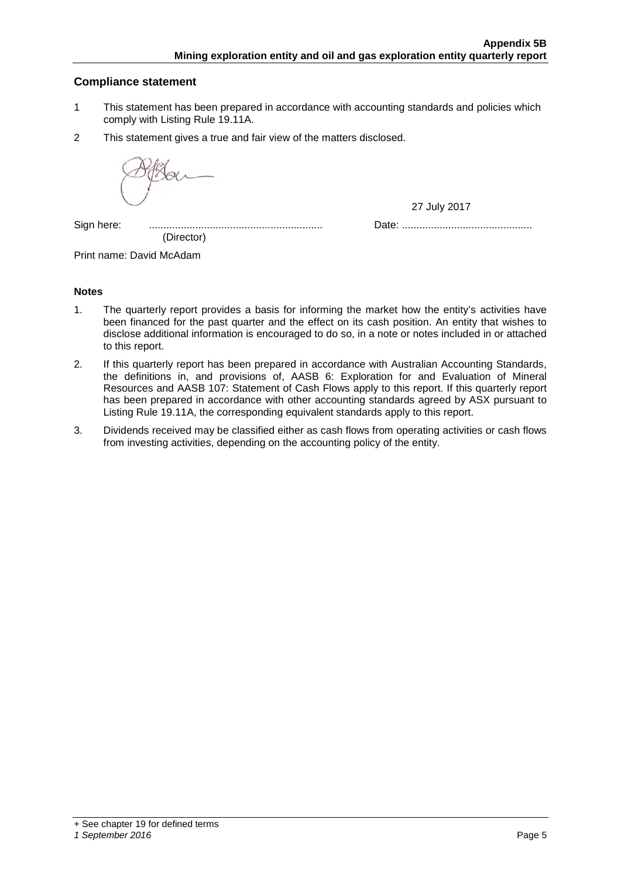## Compliance statement

1 This statement has been prepared in accordance with accounting standards and policies which comply with Listing Rule 19.11A.

2 This statement gives a true and fair view of the matters disclosed.

Sign here: ............................................................ (Director)

Date: 27 July 2017

Print name: David McAdam

### Notes

1. The quarterly report provides a basis for informing the market how the entity's activities have been financed for the past quarter and the effect on its cash position. An entity that wishes to disclose additional information is encouraged to do so, in a note or notes included in or attached to this report.
2. If this quarterly report has been prepared in accordance with Australian Accounting Standards, the definitions in, and provisions of, AASB 6: Exploration for and Evaluation of Mineral Resources and AASB 107: Statement of Cash Flows apply to this report. If this quarterly report has been prepared in accordance with other accounting standards agreed by ASX pursuant to Listing Rule 19.11A, the corresponding equivalent standards apply to this report.
3. Dividends received may be classified either as cash flows from operating activities or cash flows from investing activities, depending on the accounting policy of the entity.

+ See chapter 19 for defined terms

*1 September 2016*